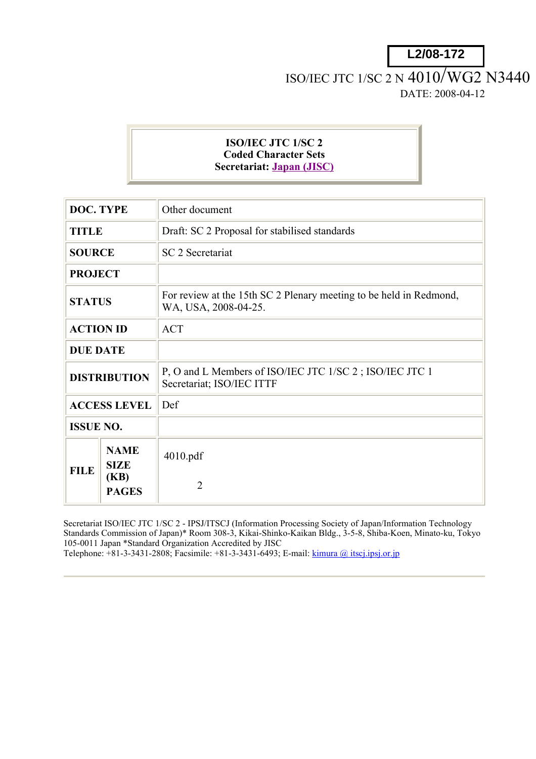**L2/08-172**

ISO/IEC JTC 1/SC 2 N 4010/WG2 N3440

DATE: 2008-04-12

**ISO/IEC JTC 1/SC 2**
**Coded Character Sets**
**Secretariat: Japan (JISC)**

| | | |
|---|---|---|
| **DOC. TYPE** | | Other document |
| **TITLE** | | Draft: SC 2 Proposal for stabilised standards |
| **SOURCE** | | SC 2 Secretariat |
| **PROJECT** | | |
| **STATUS** | | For review at the 15th SC 2 Plenary meeting to be held in Redmond, WA, USA, 2008-04-25. |
| **ACTION ID** | | ACT |
| **DUE DATE** | | |
| **DISTRIBUTION** | | P, O and L Members of ISO/IEC JTC 1/SC 2 ; ISO/IEC JTC 1 Secretariat; ISO/IEC ITTF |
| **ACCESS LEVEL** | | Def |
| **ISSUE NO.** | | |
| **FILE** | **NAME** | 4010.pdf |
| | **SIZE (KB)** | |
| | **PAGES** | 2 |

Secretariat ISO/IEC JTC 1/SC 2 - IPSJ/ITSCJ (Information Processing Society of Japan/Information Technology Standards Commission of Japan)* Room 308-3, Kikai-Shinko-Kaikan Bldg., 3-5-8, Shiba-Koen, Minato-ku, Tokyo 105-0011 Japan *Standard Organization Accredited by JISC
Telephone: +81-3-3431-2808; Facsimile: +81-3-3431-6493; E-mail: kimura @ itscj.ipsj.or.jp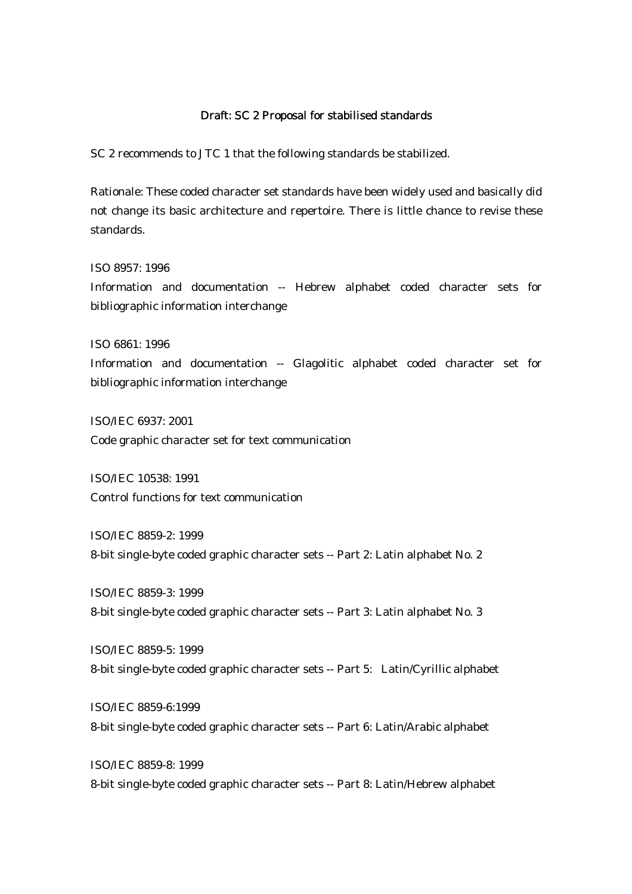## Draft: SC 2 Proposal for stabilised standards

SC 2 recommends to JTC 1 that the following standards be stabilized.

Rationale: These coded character set standards have been widely used and basically did not change its basic architecture and repertoire. There is little chance to revise these standards.

ISO 8957: 1996
Information and documentation -- Hebrew alphabet coded character sets for bibliographic information interchange

ISO 6861: 1996
Information and documentation -- Glagolitic alphabet coded character set for bibliographic information interchange

ISO/IEC 6937: 2001
Code graphic character set for text communication

ISO/IEC 10538: 1991
Control functions for text communication

ISO/IEC 8859-2: 1999
8-bit single-byte coded graphic character sets -- Part 2: Latin alphabet No. 2

ISO/IEC 8859-3: 1999
8-bit single-byte coded graphic character sets -- Part 3: Latin alphabet No. 3

ISO/IEC 8859-5: 1999
8-bit single-byte coded graphic character sets -- Part 5: Latin/Cyrillic alphabet

ISO/IEC 8859-6:1999
8-bit single-byte coded graphic character sets -- Part 6: Latin/Arabic alphabet

ISO/IEC 8859-8: 1999
8-bit single-byte coded graphic character sets -- Part 8: Latin/Hebrew alphabet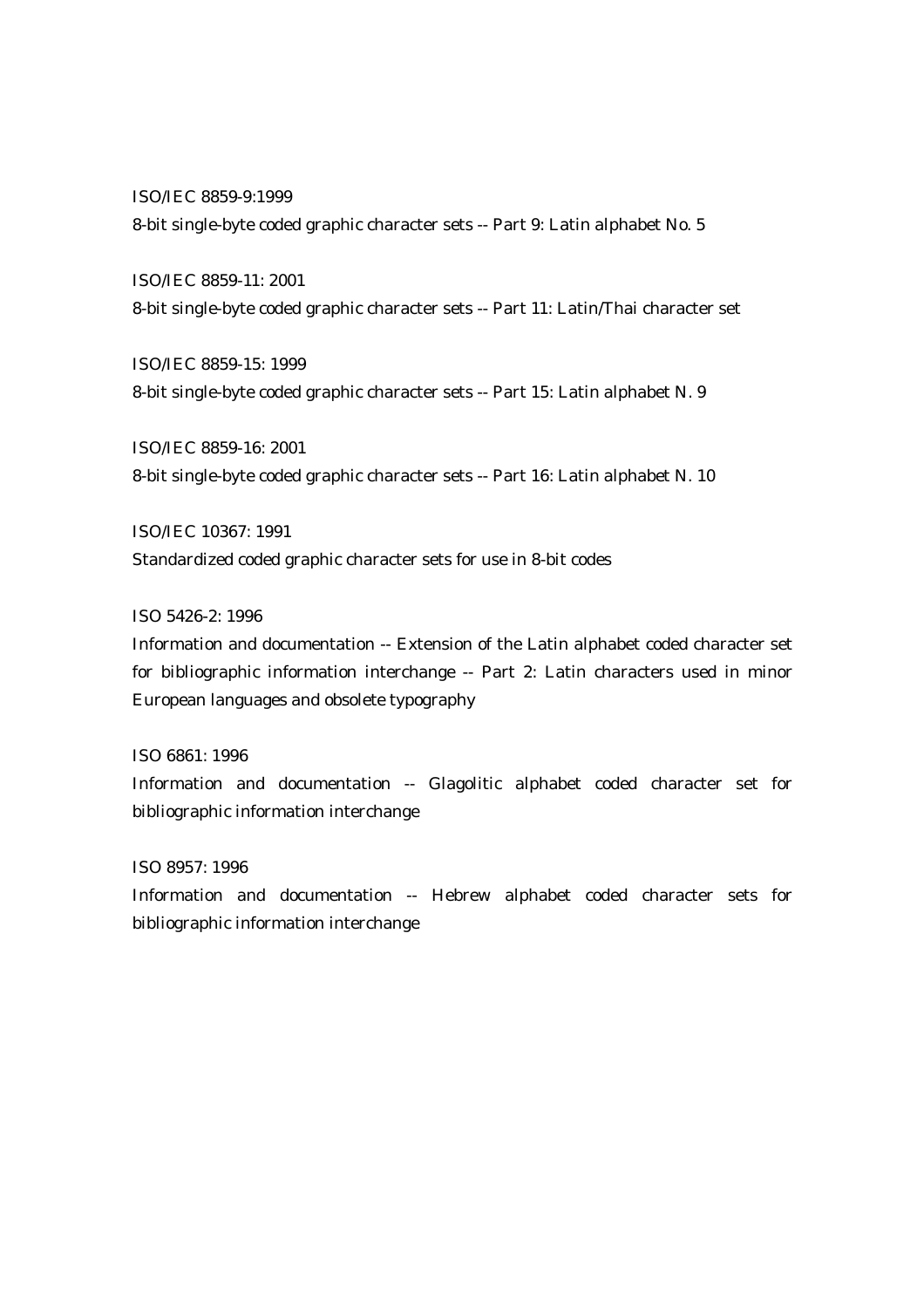ISO/IEC 8859-9:1999

8-bit single-byte coded graphic character sets -- Part 9: Latin alphabet No. 5

ISO/IEC 8859-11: 2001

8-bit single-byte coded graphic character sets -- Part 11: Latin/Thai character set

ISO/IEC 8859-15: 1999

8-bit single-byte coded graphic character sets -- Part 15: Latin alphabet N. 9

ISO/IEC 8859-16: 2001

8-bit single-byte coded graphic character sets -- Part 16: Latin alphabet N. 10

ISO/IEC 10367: 1991

Standardized coded graphic character sets for use in 8-bit codes

ISO 5426-2: 1996

Information and documentation -- Extension of the Latin alphabet coded character set for bibliographic information interchange -- Part 2: Latin characters used in minor European languages and obsolete typography

ISO 6861: 1996

Information and documentation -- Glagolitic alphabet coded character set for bibliographic information interchange

ISO 8957: 1996

Information and documentation -- Hebrew alphabet coded character sets for bibliographic information interchange